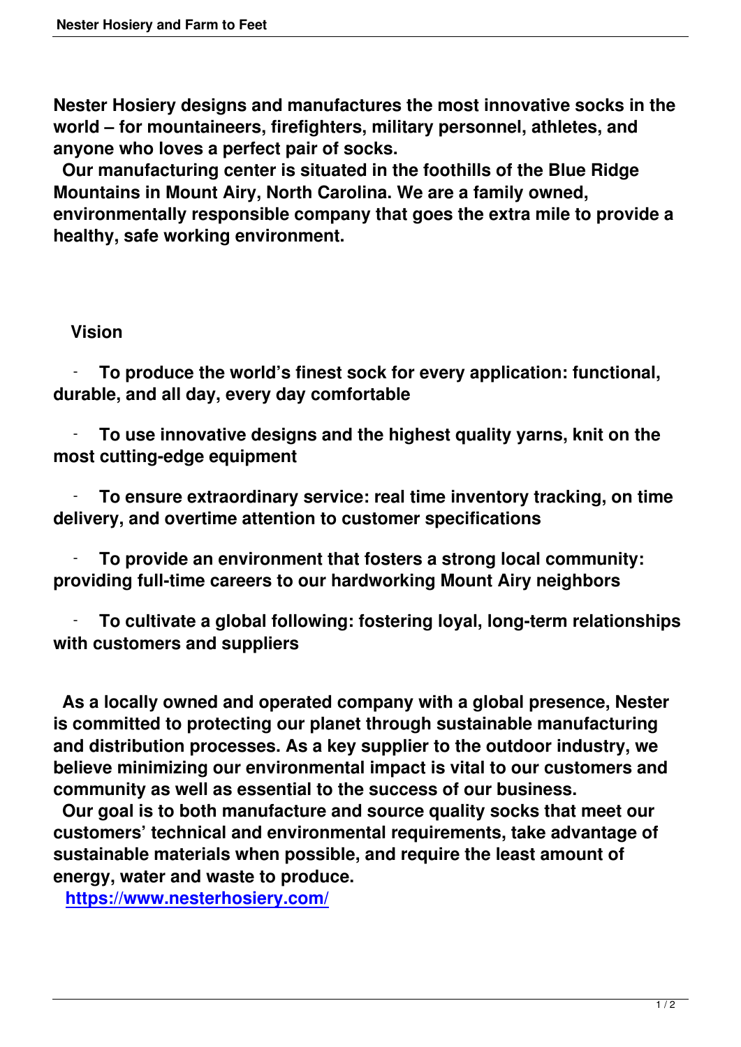**Nester Hosiery designs and manufactures the most innovative socks in the world – for mountaineers, firefighters, military personnel, athletes, and anyone who loves a perfect pair of socks.**

**Our manufacturing center is situated in the foothills of the Blue Ridge Mountains in Mount Airy, North Carolina. We are a family owned, environmentally responsible company that goes the extra mile to provide a healthy, safe working environment.**

**Vision**

- **To produce the world's finest sock for every application: functional, durable, and all day, every day comfortable**
- **To use innovative designs and the highest quality yarns, knit on the most cutting-edge equipment**
- **To ensure extraordinary service: real time inventory tracking, on time delivery, and overtime attention to customer specifications**
- **To provide an environment that fosters a strong local community: providing full-time careers to our hardworking Mount Airy neighbors**
- **To cultivate a global following: fostering loyal, long-term relationships with customers and suppliers**

**As a locally owned and operated company with a global presence, Nester is committed to protecting our planet through sustainable manufacturing and distribution processes. As a key supplier to the outdoor industry, we believe minimizing our environmental impact is vital to our customers and community as well as essential to the success of our business.**

**Our goal is to both manufacture and source quality socks that meet our customers' technical and environmental requirements, take advantage of sustainable materials when possible, and require the least amount of energy, water and waste to produce.**

**[https://www.nesterhosiery.com/](https://www.nesterhosiery.com/)**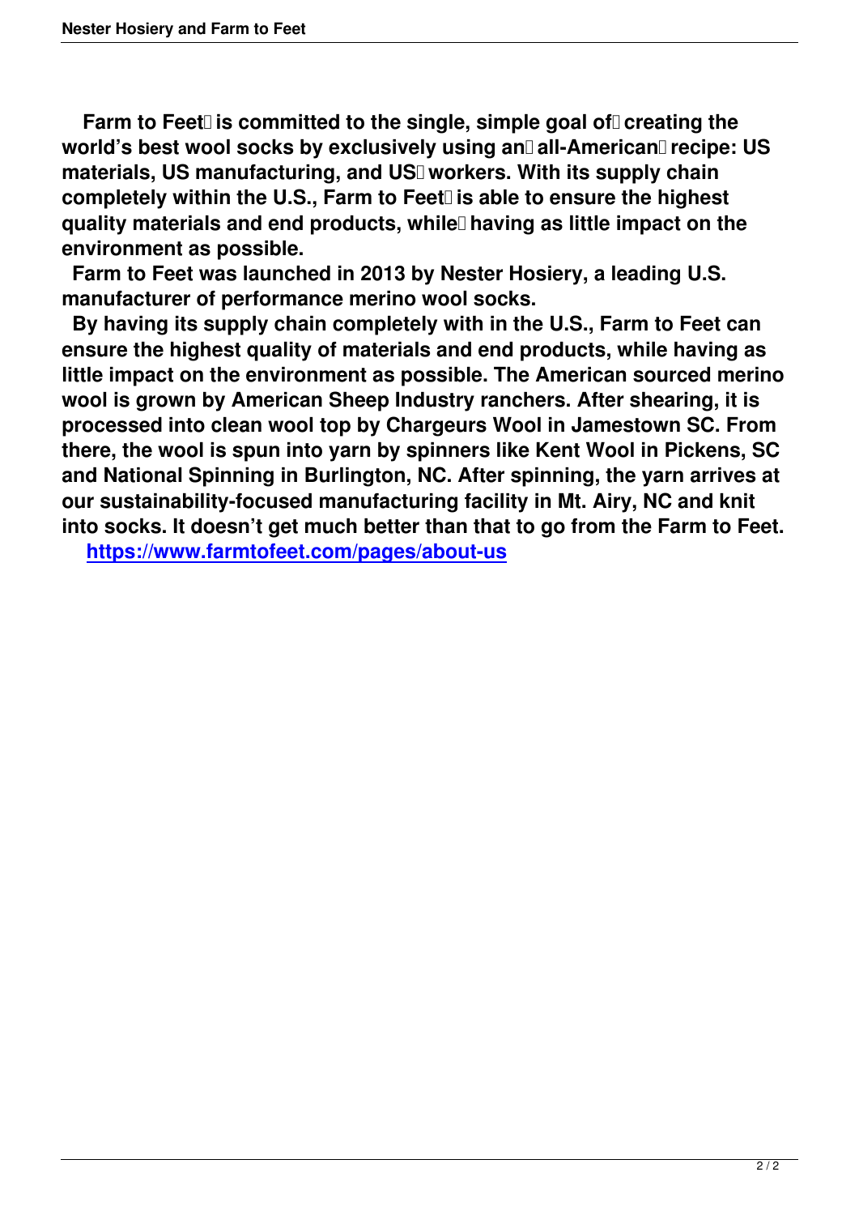**Farm to Feet is committed to the single, simple goal of creating the world's best wool socks by exclusively using an all-American recipe: US materials, US manufacturing, and US workers. With its supply chain completely within the U.S., Farm to Feet is able to ensure the highest quality materials and end products, while having as little impact on the environment as possible.**

**Farm to Feet was launched in 2013 by Nester Hosiery, a leading U.S. manufacturer of performance merino wool socks.**

**By having its supply chain completely with in the U.S., Farm to Feet can ensure the highest quality of materials and end products, while having as little impact on the environment as possible. The American sourced merino wool is grown by American Sheep Industry ranchers. After shearing, it is processed into clean wool top by Chargeurs Wool in Jamestown SC. From there, the wool is spun into yarn by spinners like Kent Wool in Pickens, SC and National Spinning in Burlington, NC. After spinning, the yarn arrives at our sustainability-focused manufacturing facility in Mt. Airy, NC and knit into socks. It doesn't get much better than that to go from the Farm to Feet.**

**https://www.farmtofeet.com/pages/about-us**